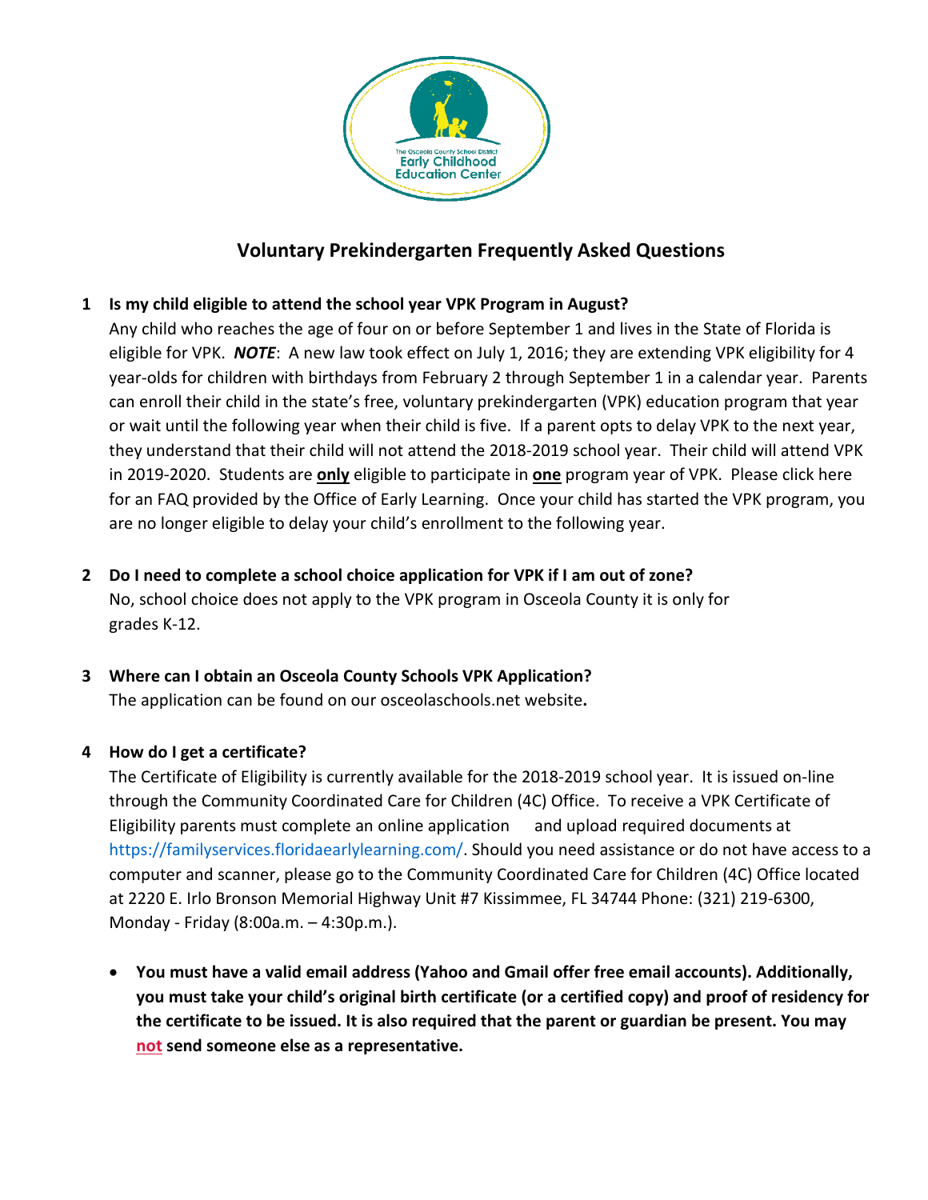# Voluntary Prekindergarten Frequently Asked Questions

1. **Is my child eligible to attend the school year VPK Program in August?**
   Any child who reaches the age of four on or before September 1 and lives in the State of Florida is eligible for VPK. ***NOTE***: A new law took effect on July 1, 2016; they are extending VPK eligibility for 4 year-olds for children with birthdays from February 2 through September 1 in a calendar year. Parents can enroll their child in the state's free, voluntary prekindergarten (VPK) education program that year or wait until the following year when their child is five. If a parent opts to delay VPK to the next year, they understand that their child will not attend the 2018-2019 school year. Their child will attend VPK in 2019-2020. Students are **only** eligible to participate in **one** program year of VPK. Please click here for an FAQ provided by the Office of Early Learning. Once your child has started the VPK program, you are no longer eligible to delay your child's enrollment to the following year.

2. **Do I need to complete a school choice application for VPK if I am out of zone?**
   No, school choice does not apply to the VPK program in Osceola County it is only for grades K-12.

3. **Where can I obtain an Osceola County Schools VPK Application?**
   The application can be found on our osceolaschools.net website**.**

4. **How do I get a certificate?**
   The Certificate of Eligibility is currently available for the 2018-2019 school year. It is issued on-line through the Community Coordinated Care for Children (4C) Office. To receive a VPK Certificate of Eligibility parents must complete an online application and upload required documents at https://familyservices.floridaearlylearning.com/. Should you need assistance or do not have access to a computer and scanner, please go to the Community Coordinated Care for Children (4C) Office located at 2220 E. Irlo Bronson Memorial Highway Unit #7 Kissimmee, FL 34744 Phone: (321) 219-6300, Monday - Friday (8:00a.m. – 4:30p.m.).

   - **You must have a valid email address (Yahoo and Gmail offer free email accounts). Additionally, you must take your child's original birth certificate (or a certified copy) and proof of residency for the certificate to be issued. It is also required that the parent or guardian be present. You may not send someone else as a representative.**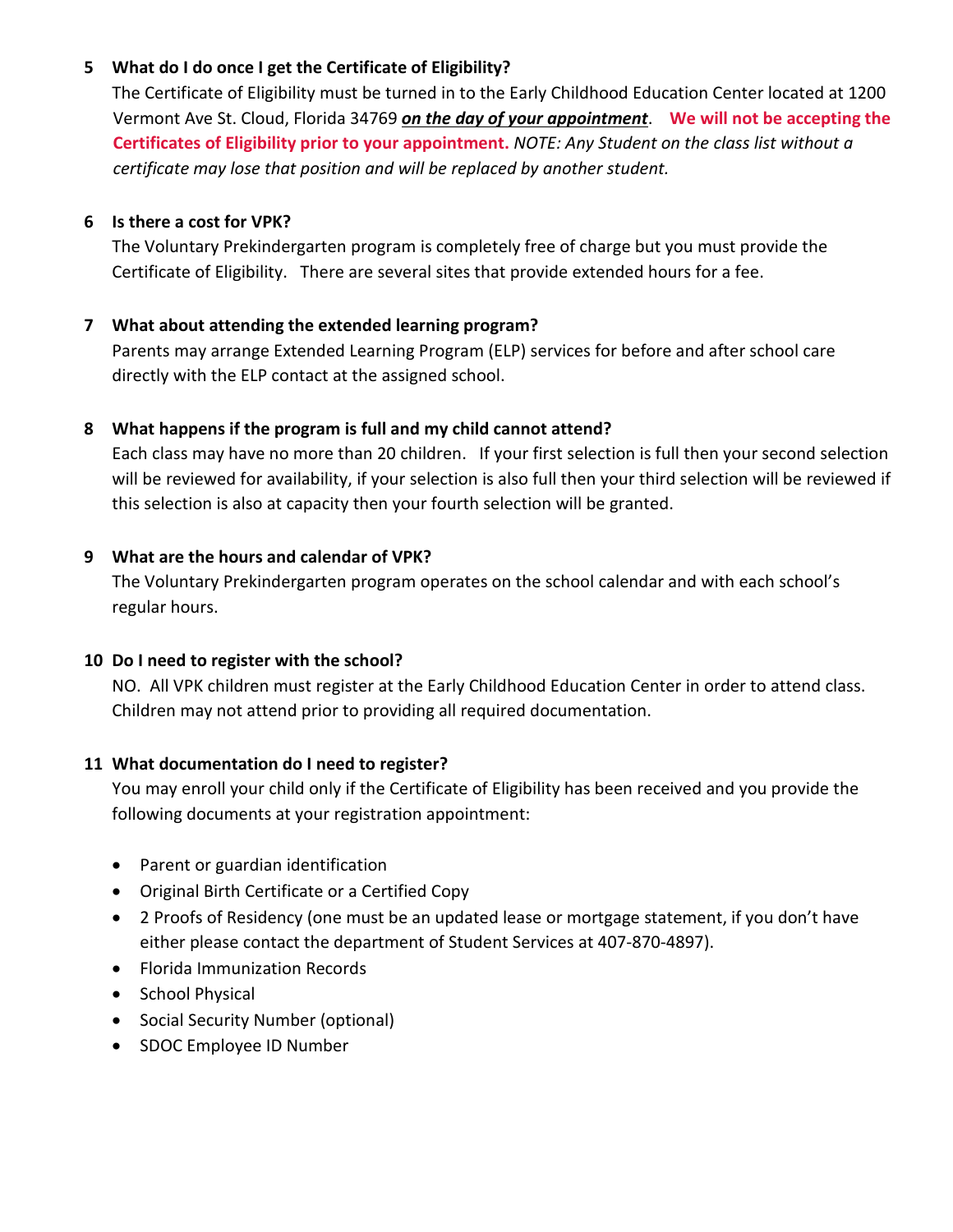**5 What do I do once I get the Certificate of Eligibility?**

The Certificate of Eligibility must be turned in to the Early Childhood Education Center located at 1200 Vermont Ave St. Cloud, Florida 34769 ***on the day of your appointment***. **We will not be accepting the Certificates of Eligibility prior to your appointment.** *NOTE: Any Student on the class list without a certificate may lose that position and will be replaced by another student.*

**6 Is there a cost for VPK?**

The Voluntary Prekindergarten program is completely free of charge but you must provide the Certificate of Eligibility. There are several sites that provide extended hours for a fee.

**7 What about attending the extended learning program?**

Parents may arrange Extended Learning Program (ELP) services for before and after school care directly with the ELP contact at the assigned school.

**8 What happens if the program is full and my child cannot attend?**

Each class may have no more than 20 children. If your first selection is full then your second selection will be reviewed for availability, if your selection is also full then your third selection will be reviewed if this selection is also at capacity then your fourth selection will be granted.

**9 What are the hours and calendar of VPK?**

The Voluntary Prekindergarten program operates on the school calendar and with each school's regular hours.

**10 Do I need to register with the school?**

NO. All VPK children must register at the Early Childhood Education Center in order to attend class. Children may not attend prior to providing all required documentation.

**11 What documentation do I need to register?**

You may enroll your child only if the Certificate of Eligibility has been received and you provide the following documents at your registration appointment:

- Parent or guardian identification
- Original Birth Certificate or a Certified Copy
- 2 Proofs of Residency (one must be an updated lease or mortgage statement, if you don't have either please contact the department of Student Services at 407-870-4897).
- Florida Immunization Records
- School Physical
- Social Security Number (optional)
- SDOC Employee ID Number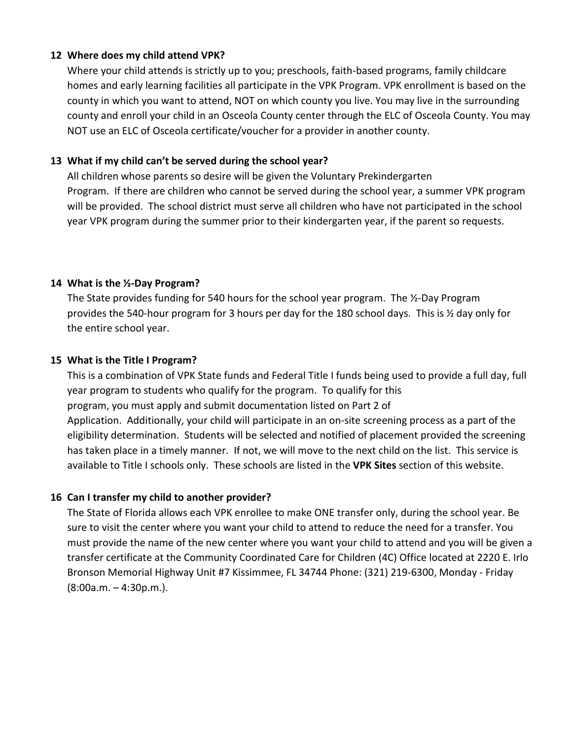**12 Where does my child attend VPK?**

Where your child attends is strictly up to you; preschools, faith-based programs, family childcare homes and early learning facilities all participate in the VPK Program. VPK enrollment is based on the county in which you want to attend, NOT on which county you live. You may live in the surrounding county and enroll your child in an Osceola County center through the ELC of Osceola County. You may NOT use an ELC of Osceola certificate/voucher for a provider in another county.

**13 What if my child can't be served during the school year?**

All children whose parents so desire will be given the Voluntary Prekindergarten Program. If there are children who cannot be served during the school year, a summer VPK program will be provided. The school district must serve all children who have not participated in the school year VPK program during the summer prior to their kindergarten year, if the parent so requests.

**14 What is the ½-Day Program?**

The State provides funding for 540 hours for the school year program. The ½-Day Program provides the 540-hour program for 3 hours per day for the 180 school days. This is ½ day only for the entire school year.

**15 What is the Title I Program?**

This is a combination of VPK State funds and Federal Title I funds being used to provide a full day, full year program to students who qualify for the program. To qualify for this program, you must apply and submit documentation listed on Part 2 of Application. Additionally, your child will participate in an on-site screening process as a part of the eligibility determination. Students will be selected and notified of placement provided the screening has taken place in a timely manner. If not, we will move to the next child on the list. This service is available to Title I schools only. These schools are listed in the **VPK Sites** section of this website.

**16 Can I transfer my child to another provider?**

The State of Florida allows each VPK enrollee to make ONE transfer only, during the school year. Be sure to visit the center where you want your child to attend to reduce the need for a transfer. You must provide the name of the new center where you want your child to attend and you will be given a transfer certificate at the Community Coordinated Care for Children (4C) Office located at 2220 E. Irlo Bronson Memorial Highway Unit #7 Kissimmee, FL 34744 Phone: (321) 219-6300, Monday - Friday (8:00a.m. – 4:30p.m.).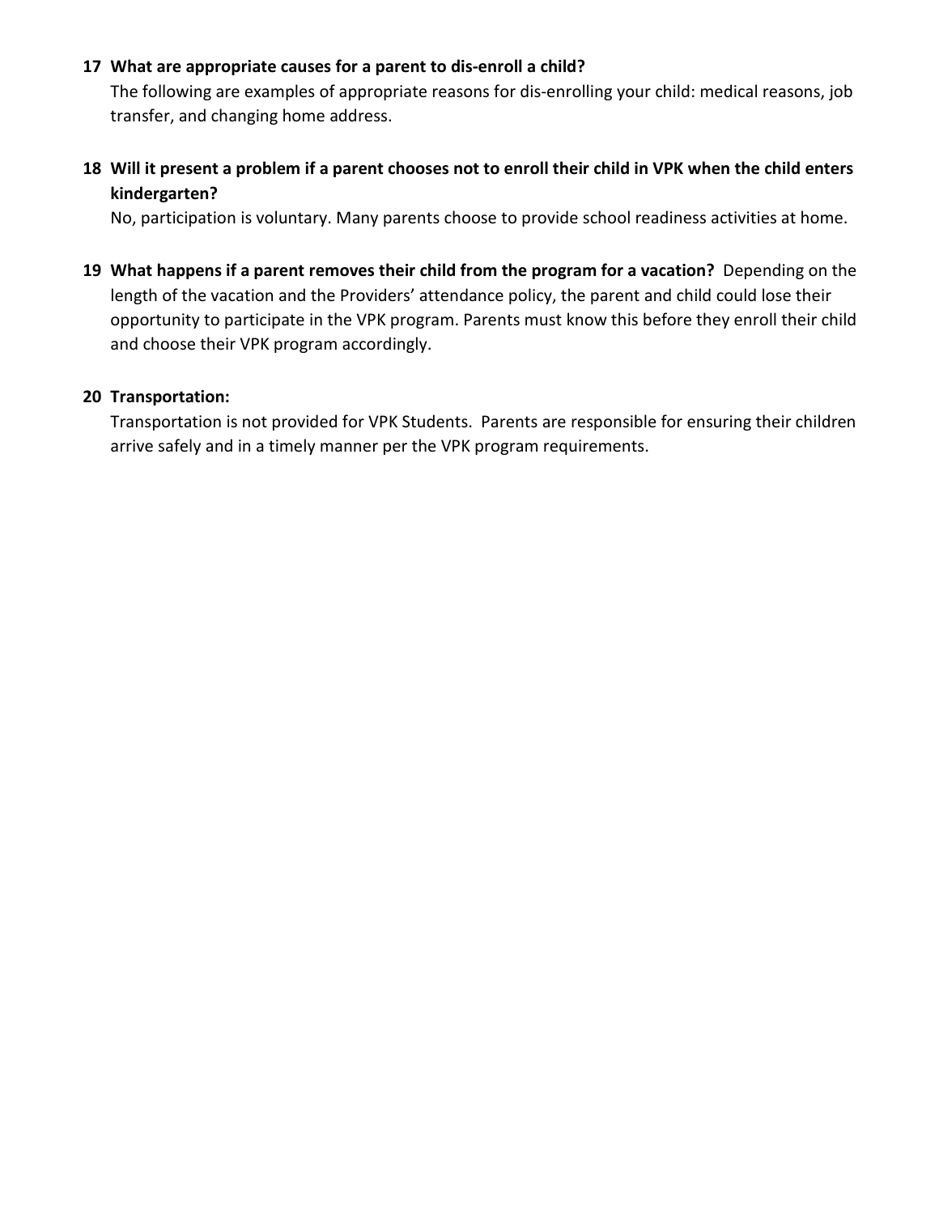**17 What are appropriate causes for a parent to dis-enroll a child?**

The following are examples of appropriate reasons for dis-enrolling your child: medical reasons, job transfer, and changing home address.

**18 Will it present a problem if a parent chooses not to enroll their child in VPK when the child enters kindergarten?**

No, participation is voluntary. Many parents choose to provide school readiness activities at home.

**19 What happens if a parent removes their child from the program for a vacation?** Depending on the length of the vacation and the Providers' attendance policy, the parent and child could lose their opportunity to participate in the VPK program. Parents must know this before they enroll their child and choose their VPK program accordingly.

**20 Transportation:**

Transportation is not provided for VPK Students. Parents are responsible for ensuring their children arrive safely and in a timely manner per the VPK program requirements.